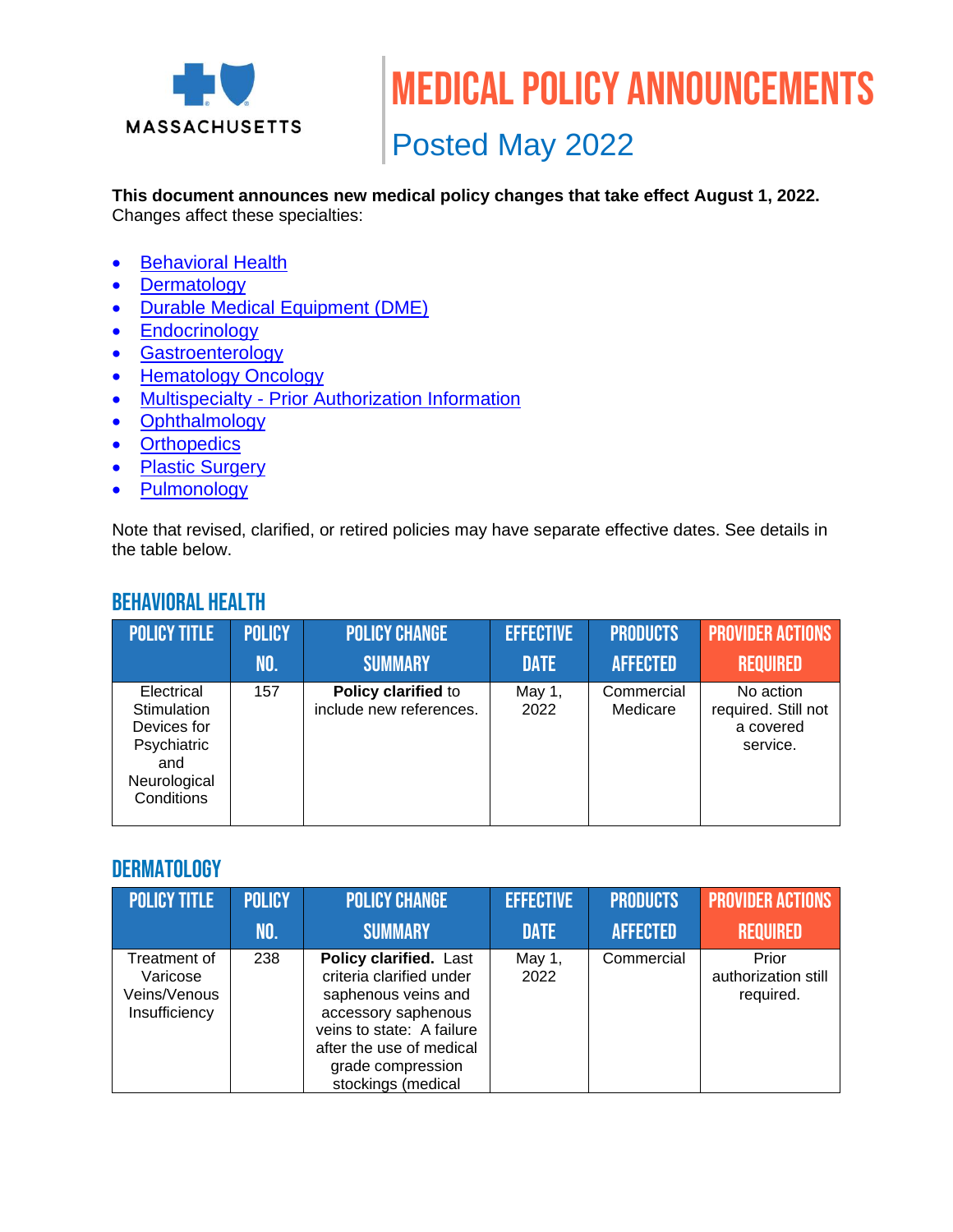MASSACHUSETTS

# MEDICAL POLICY ANNOUNCEMENTS

## Posted May 2022

**This document announces new medical policy changes that take effect August 1, 2022.**
Changes affect these specialties:

- Behavioral Health
- Dermatology
- Durable Medical Equipment (DME)
- Endocrinology
- Gastroenterology
- Hematology Oncology
- Multispecialty - Prior Authorization Information
- Ophthalmology
- Orthopedics
- Plastic Surgery
- Pulmonology

Note that revised, clarified, or retired policies may have separate effective dates. See details in the table below.

## BEHAVIORAL HEALTH

| POLICY TITLE | POLICY NO. | POLICY CHANGE SUMMARY | EFFECTIVE DATE | PRODUCTS AFFECTED | PROVIDER ACTIONS REQUIRED |
|---|---|---|---|---|---|
| Electrical Stimulation Devices for Psychiatric and Neurological Conditions | 157 | **Policy clarified** to include new references. | May 1, 2022 | Commercial Medicare | No action required. Still not a covered service. |

## DERMATOLOGY

| POLICY TITLE | POLICY NO. | POLICY CHANGE SUMMARY | EFFECTIVE DATE | PRODUCTS AFFECTED | PROVIDER ACTIONS REQUIRED |
|---|---|---|---|---|---|
| Treatment of Varicose Veins/Venous Insufficiency | 238 | **Policy clarified.** Last criteria clarified under saphenous veins and accessory saphenous veins to state: A failure after the use of medical grade compression stockings (medical | May 1, 2022 | Commercial | Prior authorization still required. |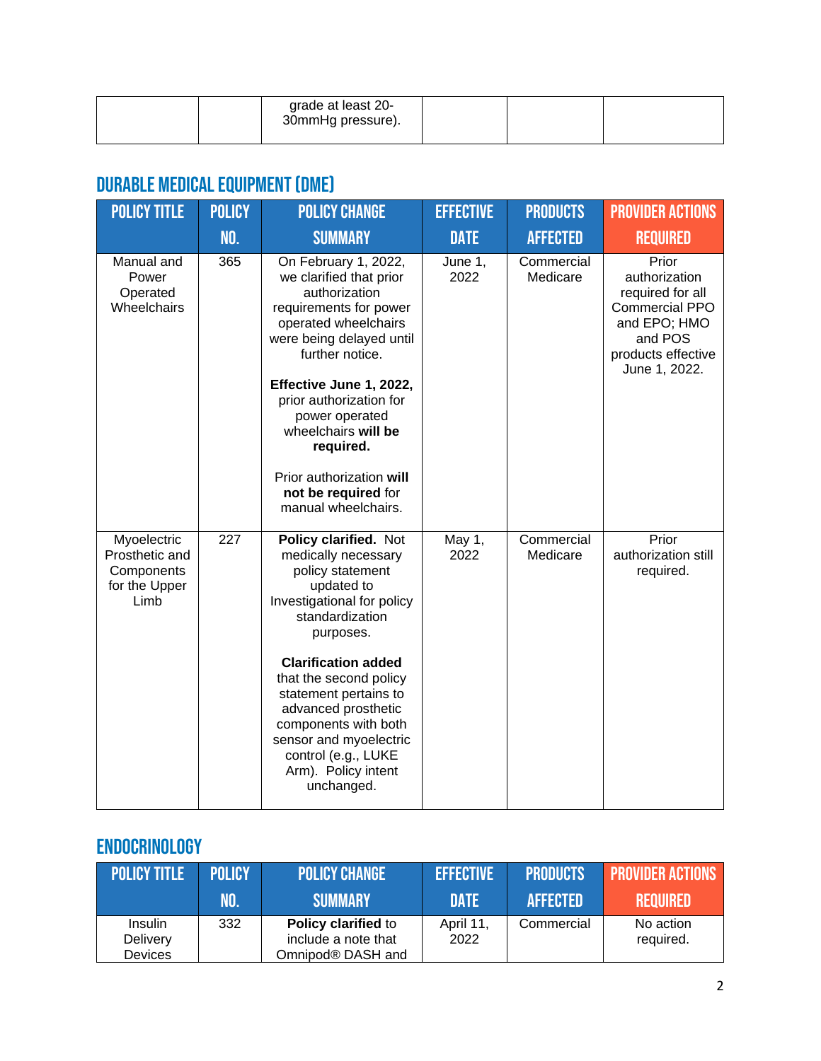| | | grade at least 20-30mmHg pressure). | | | |
|---|---|---|---|---|---|

## DURABLE MEDICAL EQUIPMENT (DME)

| POLICY TITLE | POLICY NO. | POLICY CHANGE SUMMARY | EFFECTIVE DATE | PRODUCTS AFFECTED | PROVIDER ACTIONS REQUIRED |
|---|---|---|---|---|---|
| Manual and Power Operated Wheelchairs | 365 | On February 1, 2022, we clarified that prior authorization requirements for power operated wheelchairs were being delayed until further notice. **Effective June 1, 2022,** prior authorization for power operated wheelchairs **will be required.** Prior authorization **will not be required** for manual wheelchairs. | June 1, 2022 | Commercial Medicare | Prior authorization required for all Commercial PPO and EPO; HMO and POS products effective June 1, 2022. |
| Myoelectric Prosthetic and Components for the Upper Limb | 227 | **Policy clarified.** Not medically necessary policy statement updated to Investigational for policy standardization purposes. **Clarification added** that the second policy statement pertains to advanced prosthetic components with both sensor and myoelectric control (e.g., LUKE Arm). Policy intent unchanged. | May 1, 2022 | Commercial Medicare | Prior authorization still required. |

## ENDOCRINOLOGY

| POLICY TITLE | POLICY NO. | POLICY CHANGE SUMMARY | EFFECTIVE DATE | PRODUCTS AFFECTED | PROVIDER ACTIONS REQUIRED |
|---|---|---|---|---|---|
| Insulin Delivery Devices | 332 | **Policy clarified** to include a note that Omnipod® DASH and | April 11, 2022 | Commercial | No action required. |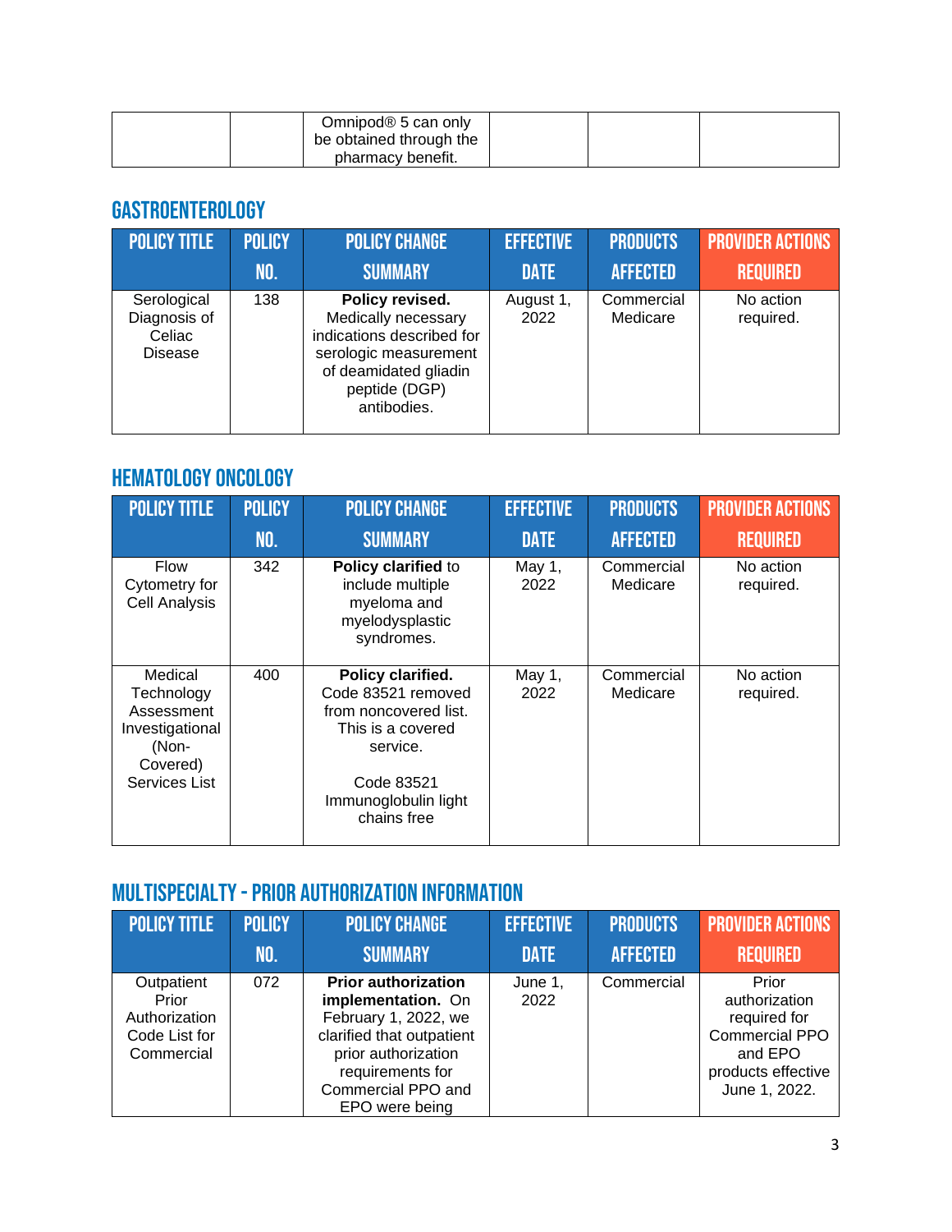|  |  | Omnipod® 5 can only be obtained through the pharmacy benefit. |  |  |  |
|---|---|---|---|---|---|

## GASTROENTEROLOGY

| POLICY TITLE | POLICY NO. | POLICY CHANGE SUMMARY | EFFECTIVE DATE | PRODUCTS AFFECTED | PROVIDER ACTIONS REQUIRED |
|---|---|---|---|---|---|
| Serological Diagnosis of Celiac Disease | 138 | **Policy revised.** Medically necessary indications described for serologic measurement of deamidated gliadin peptide (DGP) antibodies. | August 1, 2022 | Commercial Medicare | No action required. |

## HEMATOLOGY ONCOLOGY

| POLICY TITLE | POLICY NO. | POLICY CHANGE SUMMARY | EFFECTIVE DATE | PRODUCTS AFFECTED | PROVIDER ACTIONS REQUIRED |
|---|---|---|---|---|---|
| Flow Cytometry for Cell Analysis | 342 | **Policy clarified** to include multiple myeloma and myelodysplastic syndromes. | May 1, 2022 | Commercial Medicare | No action required. |
| Medical Technology Assessment Investigational (Non-Covered) Services List | 400 | **Policy clarified.** Code 83521 removed from noncovered list. This is a covered service.<br><br>Code 83521 Immunoglobulin light chains free | May 1, 2022 | Commercial Medicare | No action required. |

## MULTISPECIALTY - PRIOR AUTHORIZATION INFORMATION

| POLICY TITLE | POLICY NO. | POLICY CHANGE SUMMARY | EFFECTIVE DATE | PRODUCTS AFFECTED | PROVIDER ACTIONS REQUIRED |
|---|---|---|---|---|---|
| Outpatient Prior Authorization Code List for Commercial | 072 | **Prior authorization implementation.** On February 1, 2022, we clarified that outpatient prior authorization requirements for Commercial PPO and EPO were being | June 1, 2022 | Commercial | Prior authorization required for Commercial PPO and EPO products effective June 1, 2022. |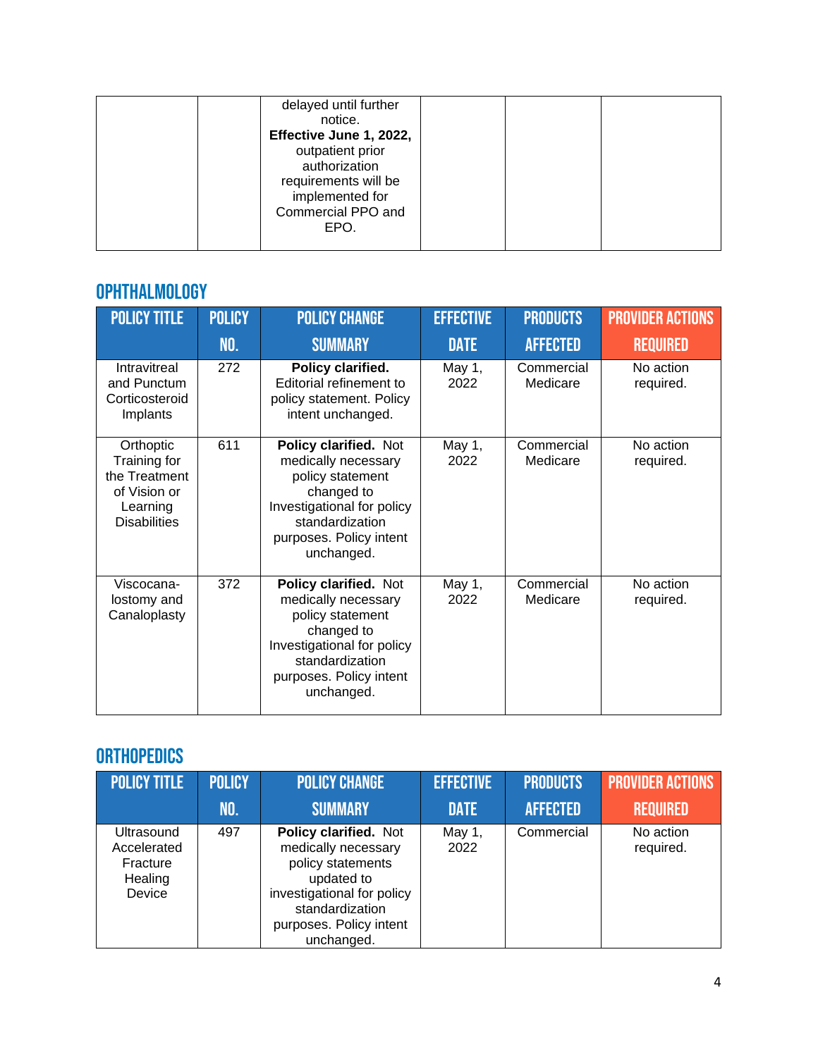| | | delayed until further notice. **Effective June 1, 2022,** outpatient prior authorization requirements will be implemented for Commercial PPO and EPO. | | | |
|---|---|---|---|---|---|

## OPHTHALMOLOGY

| POLICY TITLE | POLICY NO. | POLICY CHANGE SUMMARY | EFFECTIVE DATE | PRODUCTS AFFECTED | PROVIDER ACTIONS REQUIRED |
|---|---|---|---|---|---|
| Intravitreal and Punctum Corticosteroid Implants | 272 | **Policy clarified.** Editorial refinement to policy statement. Policy intent unchanged. | May 1, 2022 | Commercial Medicare | No action required. |
| Orthoptic Training for the Treatment of Vision or Learning Disabilities | 611 | **Policy clarified.** Not medically necessary policy statement changed to Investigational for policy standardization purposes. Policy intent unchanged. | May 1, 2022 | Commercial Medicare | No action required. |
| Viscocana-lostomy and Canaloplasty | 372 | **Policy clarified.** Not medically necessary policy statement changed to Investigational for policy standardization purposes. Policy intent unchanged. | May 1, 2022 | Commercial Medicare | No action required. |

## ORTHOPEDICS

| POLICY TITLE | POLICY NO. | POLICY CHANGE SUMMARY | EFFECTIVE DATE | PRODUCTS AFFECTED | PROVIDER ACTIONS REQUIRED |
|---|---|---|---|---|---|
| Ultrasound Accelerated Fracture Healing Device | 497 | **Policy clarified.** Not medically necessary policy statements updated to investigational for policy standardization purposes. Policy intent unchanged. | May 1, 2022 | Commercial | No action required. |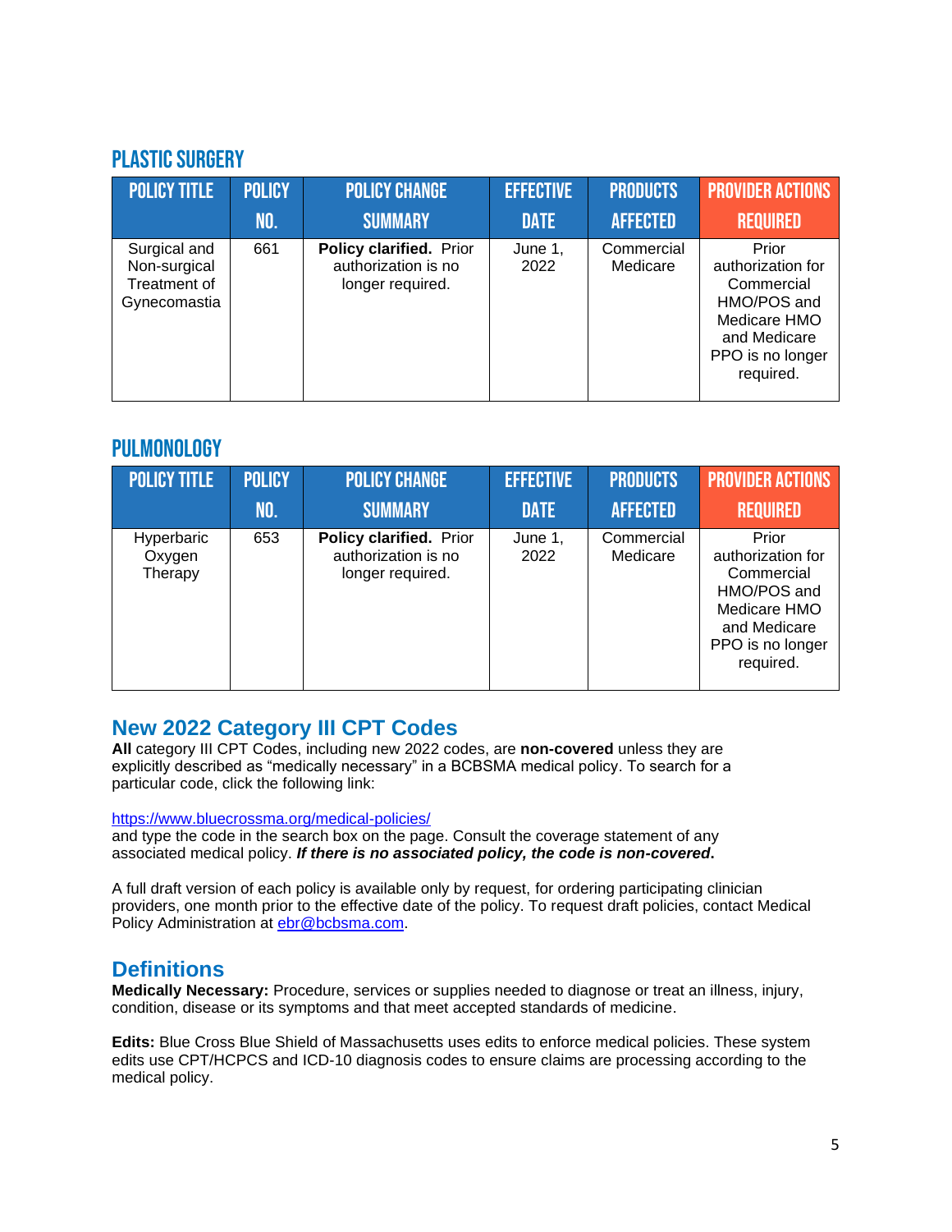## PLASTIC SURGERY

| POLICY TITLE | POLICY NO. | POLICY CHANGE SUMMARY | EFFECTIVE DATE | PRODUCTS AFFECTED | PROVIDER ACTIONS REQUIRED |
|---|---|---|---|---|---|
| Surgical and Non-surgical Treatment of Gynecomastia | 661 | **Policy clarified.** Prior authorization is no longer required. | June 1, 2022 | Commercial Medicare | Prior authorization for Commercial HMO/POS and Medicare HMO and Medicare PPO is no longer required. |

## PULMONOLOGY

| POLICY TITLE | POLICY NO. | POLICY CHANGE SUMMARY | EFFECTIVE DATE | PRODUCTS AFFECTED | PROVIDER ACTIONS REQUIRED |
|---|---|---|---|---|---|
| Hyperbaric Oxygen Therapy | 653 | **Policy clarified.** Prior authorization is no longer required. | June 1, 2022 | Commercial Medicare | Prior authorization for Commercial HMO/POS and Medicare HMO and Medicare PPO is no longer required. |

## New 2022 Category III CPT Codes

**All** category III CPT Codes, including new 2022 codes, are **non-covered** unless they are explicitly described as "medically necessary" in a BCBSMA medical policy. To search for a particular code, click the following link:

https://www.bluecrossma.org/medical-policies/
and type the code in the search box on the page. Consult the coverage statement of any associated medical policy. ***If there is no associated policy, the code is non-covered.***

A full draft version of each policy is available only by request, for ordering participating clinician providers, one month prior to the effective date of the policy. To request draft policies, contact Medical Policy Administration at ebr@bcbsma.com.

## Definitions

**Medically Necessary:** Procedure, services or supplies needed to diagnose or treat an illness, injury, condition, disease or its symptoms and that meet accepted standards of medicine.

**Edits:** Blue Cross Blue Shield of Massachusetts uses edits to enforce medical policies. These system edits use CPT/HCPCS and ICD-10 diagnosis codes to ensure claims are processing according to the medical policy.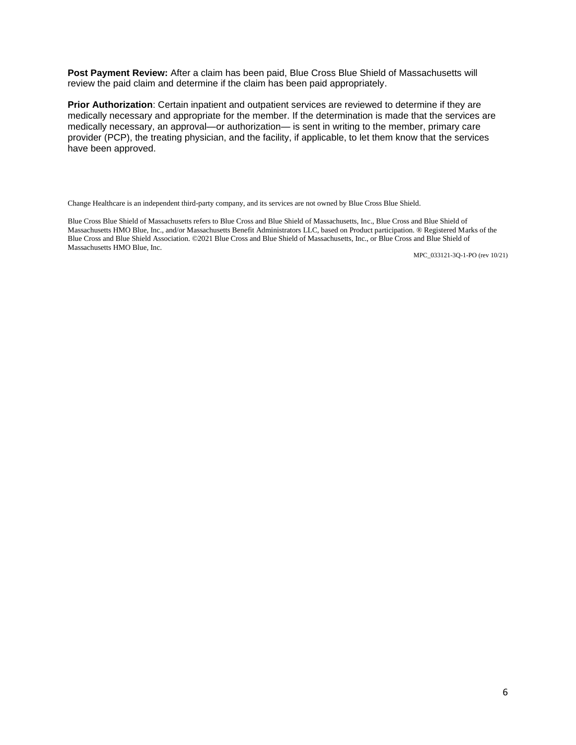**Post Payment Review:** After a claim has been paid, Blue Cross Blue Shield of Massachusetts will review the paid claim and determine if the claim has been paid appropriately.

**Prior Authorization**: Certain inpatient and outpatient services are reviewed to determine if they are medically necessary and appropriate for the member. If the determination is made that the services are medically necessary, an approval—or authorization— is sent in writing to the member, primary care provider (PCP), the treating physician, and the facility, if applicable, to let them know that the services have been approved.

Change Healthcare is an independent third-party company, and its services are not owned by Blue Cross Blue Shield.

Blue Cross Blue Shield of Massachusetts refers to Blue Cross and Blue Shield of Massachusetts, Inc., Blue Cross and Blue Shield of Massachusetts HMO Blue, Inc., and/or Massachusetts Benefit Administrators LLC, based on Product participation. ® Registered Marks of the Blue Cross and Blue Shield Association. ©2021 Blue Cross and Blue Shield of Massachusetts, Inc., or Blue Cross and Blue Shield of Massachusetts HMO Blue, Inc.

MPC_033121-3Q-1-PO (rev 10/21)